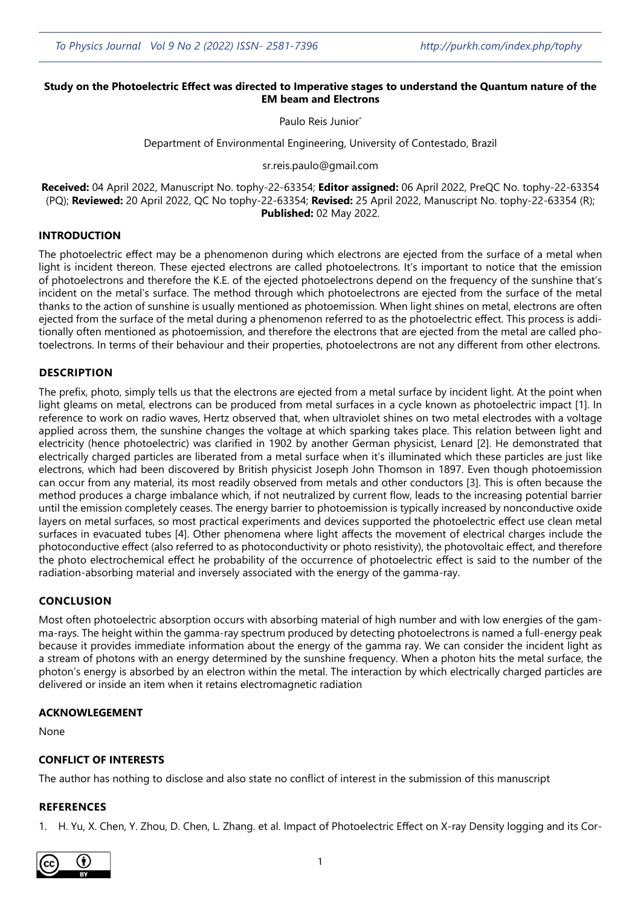**Study on the Photoelectric Effect was directed to Imperative stages to understand the Quantum nature of the EM beam and Electrons**

Paulo Reis Junior*

Department of Environmental Engineering, University of Contestado, Brazil

sr.reis.paulo@gmail.com

**Received:** 04 April 2022, Manuscript No. tophy-22-63354; **Editor assigned:** 06 April 2022, PreQC No. tophy-22-63354 (PQ); **Reviewed:** 20 April 2022, QC No tophy-22-63354; **Revised:** 25 April 2022, Manuscript No. tophy-22-63354 (R); **Published:** 02 May 2022.

## INTRODUCTION

The photoelectric effect may be a phenomenon during which electrons are ejected from the surface of a metal when light is incident thereon. These ejected electrons are called photoelectrons. It's important to notice that the emission of photoelectrons and therefore the K.E. of the ejected photoelectrons depend on the frequency of the sunshine that's incident on the metal's surface. The method through which photoelectrons are ejected from the surface of the metal thanks to the action of sunshine is usually mentioned as photoemission. When light shines on metal, electrons are often ejected from the surface of the metal during a phenomenon referred to as the photoelectric effect. This process is additionally often mentioned as photoemission, and therefore the electrons that are ejected from the metal are called photoelectrons. In terms of their behaviour and their properties, photoelectrons are not any different from other electrons.

## DESCRIPTION

The prefix, photo, simply tells us that the electrons are ejected from a metal surface by incident light. At the point when light gleams on metal, electrons can be produced from metal surfaces in a cycle known as photoelectric impact [1]. In reference to work on radio waves, Hertz observed that, when ultraviolet shines on two metal electrodes with a voltage applied across them, the sunshine changes the voltage at which sparking takes place. This relation between light and electricity (hence photoelectric) was clarified in 1902 by another German physicist, Lenard [2]. He demonstrated that electrically charged particles are liberated from a metal surface when it's illuminated which these particles are just like electrons, which had been discovered by British physicist Joseph John Thomson in 1897. Even though photoemission can occur from any material, its most readily observed from metals and other conductors [3]. This is often because the method produces a charge imbalance which, if not neutralized by current flow, leads to the increasing potential barrier until the emission completely ceases. The energy barrier to photoemission is typically increased by nonconductive oxide layers on metal surfaces, so most practical experiments and devices supported the photoelectric effect use clean metal surfaces in evacuated tubes [4]. Other phenomena where light affects the movement of electrical charges include the photoconductive effect (also referred to as photoconductivity or photo resistivity), the photovoltaic effect, and therefore the photo electrochemical effect he probability of the occurrence of photoelectric effect is said to the number of the radiation-absorbing material and inversely associated with the energy of the gamma-ray.

## CONCLUSION

Most often photoelectric absorption occurs with absorbing material of high number and with low energies of the gamma-rays. The height within the gamma-ray spectrum produced by detecting photoelectrons is named a full-energy peak because it provides immediate information about the energy of the gamma ray. We can consider the incident light as a stream of photons with an energy determined by the sunshine frequency. When a photon hits the metal surface, the photon's energy is absorbed by an electron within the metal. The interaction by which electrically charged particles are delivered or inside an item when it retains electromagnetic radiation

## ACKNOWLEDGEMENT

None

## CONFLICT OF INTERESTS

The author has nothing to disclose and also state no conflict of interest in the submission of this manuscript

## REFERENCES

1. H. Yu, X. Chen, Y. Zhou, D. Chen, L. Zhang. et al. Impact of Photoelectric Effect on X-ray Density logging and its Cor-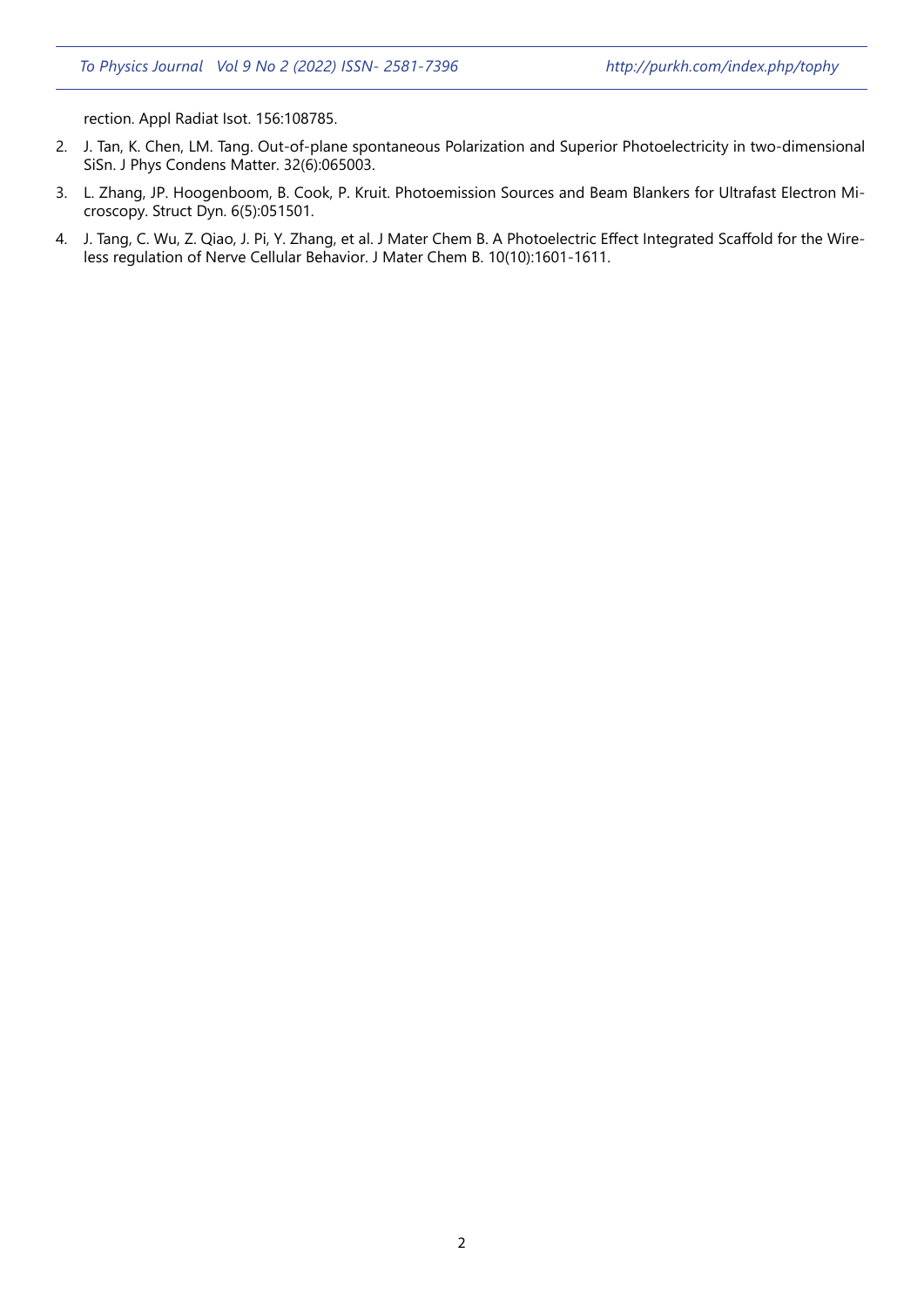rection. Appl Radiat Isot. 156:108785.

2. J. Tan, K. Chen, LM. Tang. Out-of-plane spontaneous Polarization and Superior Photoelectricity in two-dimensional SiSn. J Phys Condens Matter. 32(6):065003.
3. L. Zhang, JP. Hoogenboom, B. Cook, P. Kruit. Photoemission Sources and Beam Blankers for Ultrafast Electron Microscopy. Struct Dyn. 6(5):051501.
4. J. Tang, C. Wu, Z. Qiao, J. Pi, Y. Zhang, et al. J Mater Chem B. A Photoelectric Effect Integrated Scaffold for the Wireless regulation of Nerve Cellular Behavior. J Mater Chem B. 10(10):1601-1611.